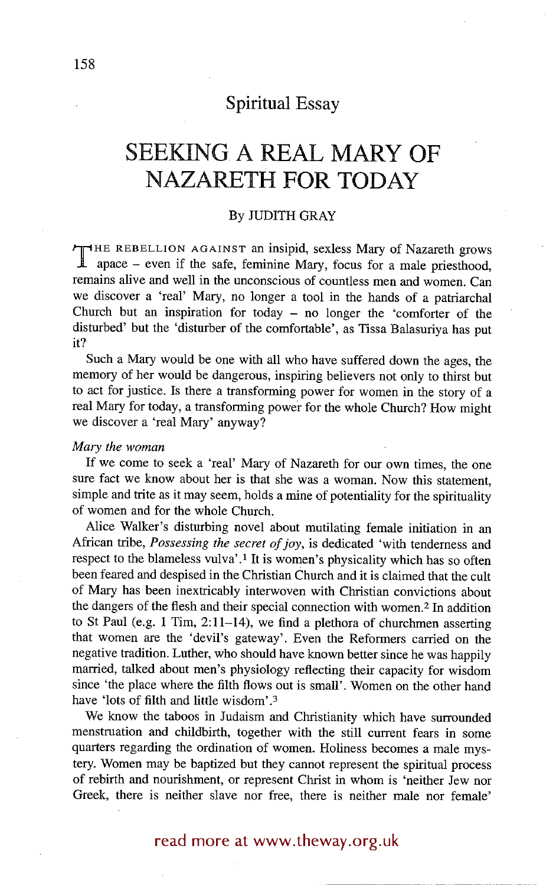Spiritual Essay

# SEEKING A REAL MARY OF NAZARETH FOR TODAY

By JUDITH GRAY

THE REBELLION AGAINST an insipid, sexless Mary of Nazareth grows apace – even if the safe, feminine Mary, focus for a male priesthood, remains alive and well in the unconscious of countless men and women. Can we discover a 'real' Mary, no longer a tool in the hands of a patriarchal Church but an inspiration for today – no longer the 'comforter of the disturbed' but the 'disturber of the comfortable', as Tissa Balasuriya has put it?

Such a Mary would be one with all who have suffered down the ages, the memory of her would be dangerous, inspiring believers not only to thirst but to act for justice. Is there a transforming power for women in the story of a real Mary for today, a transforming power for the whole Church? How might we discover a 'real Mary' anyway?

*Mary the woman*

If we come to seek a 'real' Mary of Nazareth for our own times, the one sure fact we know about her is that she was a woman. Now this statement, simple and trite as it may seem, holds a mine of potentiality for the spirituality of women and for the whole Church.

Alice Walker's disturbing novel about mutilating female initiation in an African tribe, *Possessing the secret of joy*, is dedicated 'with tenderness and respect to the blameless vulva'.[1] It is women's physicality which has so often been feared and despised in the Christian Church and it is claimed that the cult of Mary has been inextricably interwoven with Christian convictions about the dangers of the flesh and their special connection with women.[2] In addition to St Paul (e.g. 1 Tim, 2:11–14), we find a plethora of churchmen asserting that women are the 'devil's gateway'. Even the Reformers carried on the negative tradition. Luther, who should have known better since he was happily married, talked about men's physiology reflecting their capacity for wisdom since 'the place where the filth flows out is small'. Women on the other hand have 'lots of filth and little wisdom'.[3]

We know the taboos in Judaism and Christianity which have surrounded menstruation and childbirth, together with the still current fears in some quarters regarding the ordination of women. Holiness becomes a male mystery. Women may be baptized but they cannot represent the spiritual process of rebirth and nourishment, or represent Christ in whom is 'neither Jew nor Greek, there is neither slave nor free, there is neither male nor female'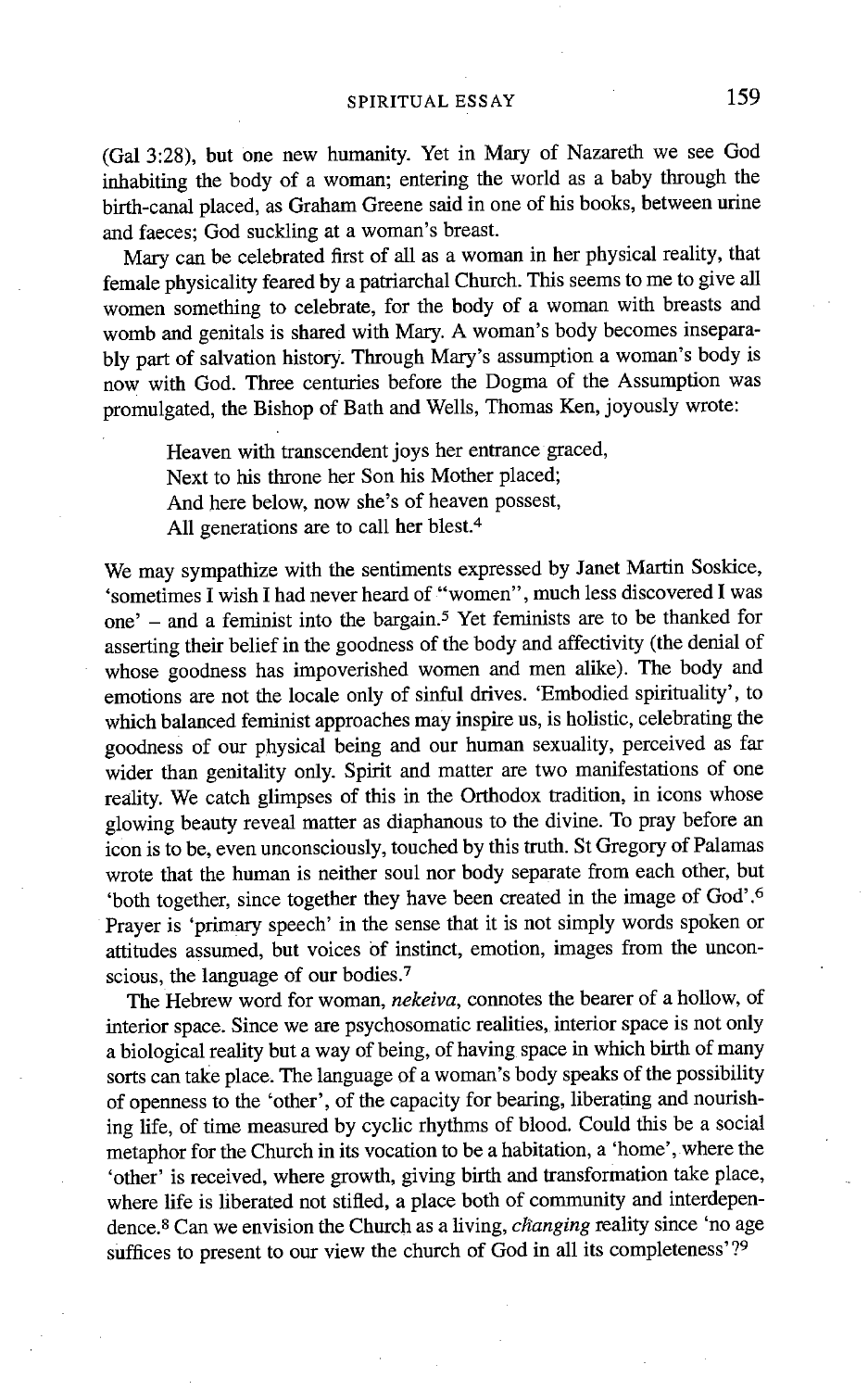(Gal 3:28), but one new humanity. Yet in Mary of Nazareth we see God inhabiting the body of a woman; entering the world as a baby through the birth-canal placed, as Graham Greene said in one of his books, between urine and faeces; God suckling at a woman's breast.

Mary can be celebrated first of all as a woman in her physical reality, that female physicality feared by a patriarchal Church. This seems to me to give all women something to celebrate, for the body of a woman with breasts and womb and genitals is shared with Mary. A woman's body becomes inseparably part of salvation history. Through Mary's assumption a woman's body is now with God. Three centuries before the Dogma of the Assumption was promulgated, the Bishop of Bath and Wells, Thomas Ken, joyously wrote:

> Heaven with transcendent joys her entrance graced,
> Next to his throne her Son his Mother placed;
> And here below, now she's of heaven possest,
> All generations are to call her blest.[4]

We may sympathize with the sentiments expressed by Janet Martin Soskice, 'sometimes I wish I had never heard of "women", much less discovered I was one' – and a feminist into the bargain.[5] Yet feminists are to be thanked for asserting their belief in the goodness of the body and affectivity (the denial of whose goodness has impoverished women and men alike). The body and emotions are not the locale only of sinful drives. 'Embodied spirituality', to which balanced feminist approaches may inspire us, is holistic, celebrating the goodness of our physical being and our human sexuality, perceived as far wider than genitality only. Spirit and matter are two manifestations of one reality. We catch glimpses of this in the Orthodox tradition, in icons whose glowing beauty reveal matter as diaphanous to the divine. To pray before an icon is to be, even unconsciously, touched by this truth. St Gregory of Palamas wrote that the human is neither soul nor body separate from each other, but 'both together, since together they have been created in the image of God'.[6] Prayer is 'primary speech' in the sense that it is not simply words spoken or attitudes assumed, but voices of instinct, emotion, images from the unconscious, the language of our bodies.[7]

The Hebrew word for woman, *nekeiva*, connotes the bearer of a hollow, of interior space. Since we are psychosomatic realities, interior space is not only a biological reality but a way of being, of having space in which birth of many sorts can take place. The language of a woman's body speaks of the possibility of openness to the 'other', of the capacity for bearing, liberating and nourishing life, of time measured by cyclic rhythms of blood. Could this be a social metaphor for the Church in its vocation to be a habitation, a 'home', where the 'other' is received, where growth, giving birth and transformation take place, where life is liberated not stifled, a place both of community and interdependence.[8] Can we envision the Church as a living, *changing* reality since 'no age suffices to present to our view the church of God in all its completeness'?[9]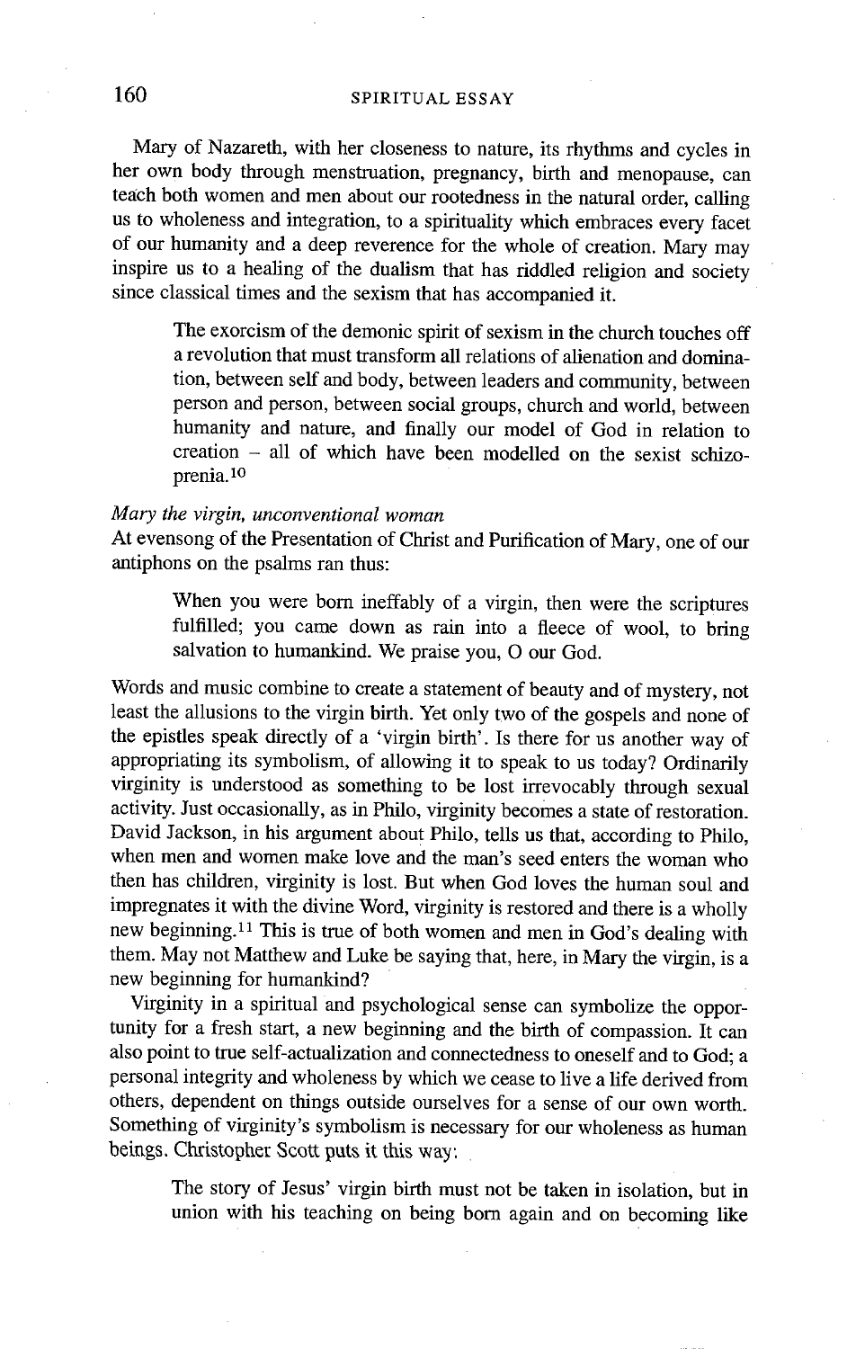Mary of Nazareth, with her closeness to nature, its rhythms and cycles in her own body through menstruation, pregnancy, birth and menopause, can teach both women and men about our rootedness in the natural order, calling us to wholeness and integration, to a spirituality which embraces every facet of our humanity and a deep reverence for the whole of creation. Mary may inspire us to a healing of the dualism that has riddled religion and society since classical times and the sexism that has accompanied it.

> The exorcism of the demonic spirit of sexism in the church touches off a revolution that must transform all relations of alienation and domination, between self and body, between leaders and community, between person and person, between social groups, church and world, between humanity and nature, and finally our model of God in relation to creation – all of which have been modelled on the sexist schizophrenia.[10]

*Mary the virgin, unconventional woman*

At evensong of the Presentation of Christ and Purification of Mary, one of our antiphons on the psalms ran thus:

> When you were born ineffably of a virgin, then were the scriptures fulfilled; you came down as rain into a fleece of wool, to bring salvation to humankind. We praise you, O our God.

Words and music combine to create a statement of beauty and of mystery, not least the allusions to the virgin birth. Yet only two of the gospels and none of the epistles speak directly of a 'virgin birth'. Is there for us another way of appropriating its symbolism, of allowing it to speak to us today? Ordinarily virginity is understood as something to be lost irrevocably through sexual activity. Just occasionally, as in Philo, virginity becomes a state of restoration. David Jackson, in his argument about Philo, tells us that, according to Philo, when men and women make love and the man's seed enters the woman who then has children, virginity is lost. But when God loves the human soul and impregnates it with the divine Word, virginity is restored and there is a wholly new beginning.[11] This is true of both women and men in God's dealing with them. May not Matthew and Luke be saying that, here, in Mary the virgin, is a new beginning for humankind?

Virginity in a spiritual and psychological sense can symbolize the opportunity for a fresh start, a new beginning and the birth of compassion. It can also point to true self-actualization and connectedness to oneself and to God; a personal integrity and wholeness by which we cease to live a life derived from others, dependent on things outside ourselves for a sense of our own worth. Something of virginity's symbolism is necessary for our wholeness as human beings. Christopher Scott puts it this way:

> The story of Jesus' virgin birth must not be taken in isolation, but in union with his teaching on being born again and on becoming like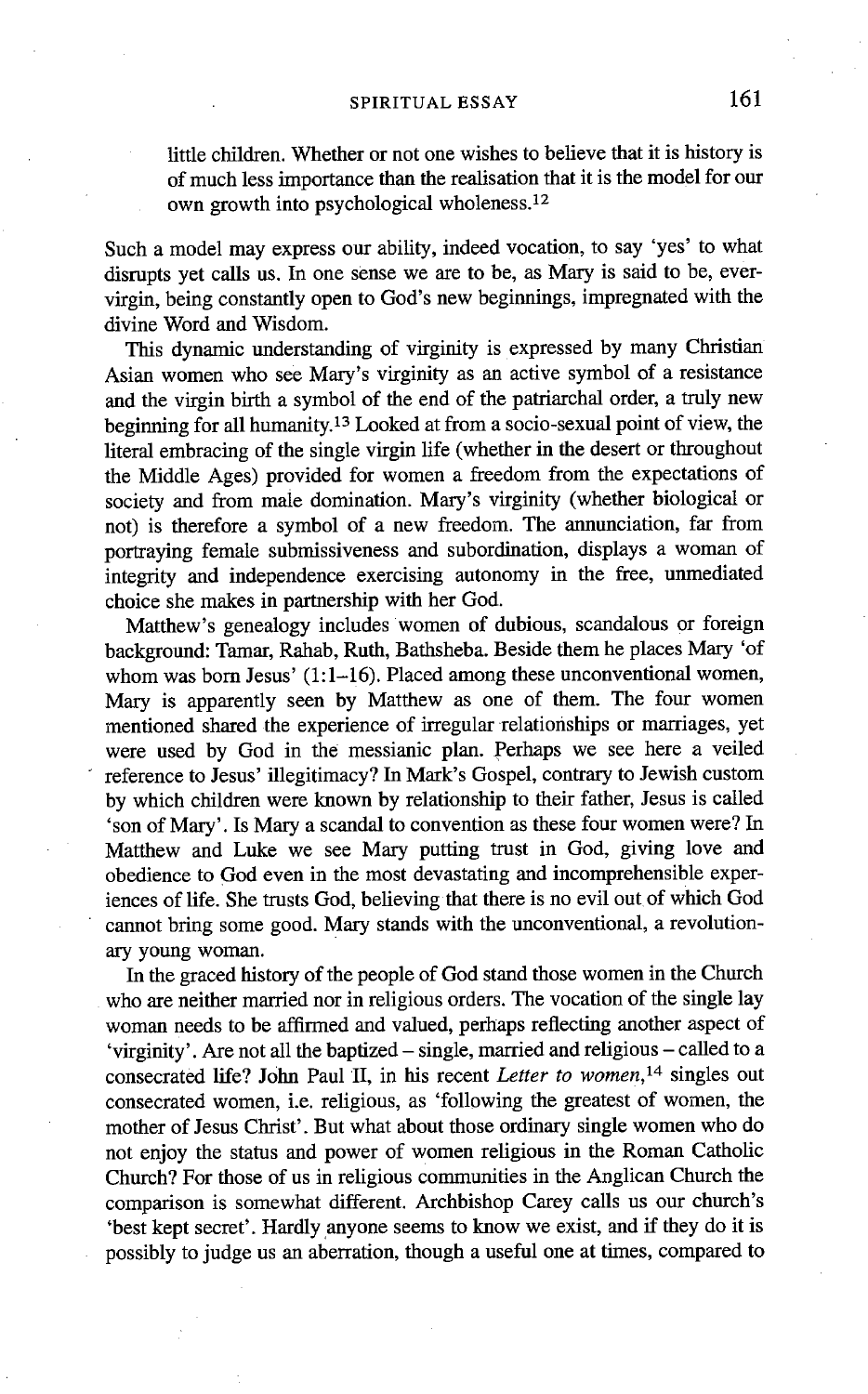little children. Whether or not one wishes to believe that it is history is of much less importance than the realisation that it is the model for our own growth into psychological wholeness.[12]

Such a model may express our ability, indeed vocation, to say 'yes' to what disrupts yet calls us. In one sense we are to be, as Mary is said to be, ever-virgin, being constantly open to God's new beginnings, impregnated with the divine Word and Wisdom.

This dynamic understanding of virginity is expressed by many Christian Asian women who see Mary's virginity as an active symbol of a resistance and the virgin birth a symbol of the end of the patriarchal order, a truly new beginning for all humanity.[13] Looked at from a socio-sexual point of view, the literal embracing of the single virgin life (whether in the desert or throughout the Middle Ages) provided for women a freedom from the expectations of society and from male domination. Mary's virginity (whether biological or not) is therefore a symbol of a new freedom. The annunciation, far from portraying female submissiveness and subordination, displays a woman of integrity and independence exercising autonomy in the free, unmediated choice she makes in partnership with her God.

Matthew's genealogy includes women of dubious, scandalous or foreign background: Tamar, Rahab, Ruth, Bathsheba. Beside them he places Mary 'of whom was born Jesus' (1:1–16). Placed among these unconventional women, Mary is apparently seen by Matthew as one of them. The four women mentioned shared the experience of irregular relationships or marriages, yet were used by God in the messianic plan. Perhaps we see here a veiled reference to Jesus' illegitimacy? In Mark's Gospel, contrary to Jewish custom by which children were known by relationship to their father, Jesus is called 'son of Mary'. Is Mary a scandal to convention as these four women were? In Matthew and Luke we see Mary putting trust in God, giving love and obedience to God even in the most devastating and incomprehensible experiences of life. She trusts God, believing that there is no evil out of which God cannot bring some good. Mary stands with the unconventional, a revolutionary young woman.

In the graced history of the people of God stand those women in the Church who are neither married nor in religious orders. The vocation of the single lay woman needs to be affirmed and valued, perhaps reflecting another aspect of 'virginity'. Are not all the baptized – single, married and religious – called to a consecrated life? John Paul II, in his recent *Letter to women*,[14] singles out consecrated women, i.e. religious, as 'following the greatest of women, the mother of Jesus Christ'. But what about those ordinary single women who do not enjoy the status and power of women religious in the Roman Catholic Church? For those of us in religious communities in the Anglican Church the comparison is somewhat different. Archbishop Carey calls us our church's 'best kept secret'. Hardly anyone seems to know we exist, and if they do it is possibly to judge us an aberration, though a useful one at times, compared to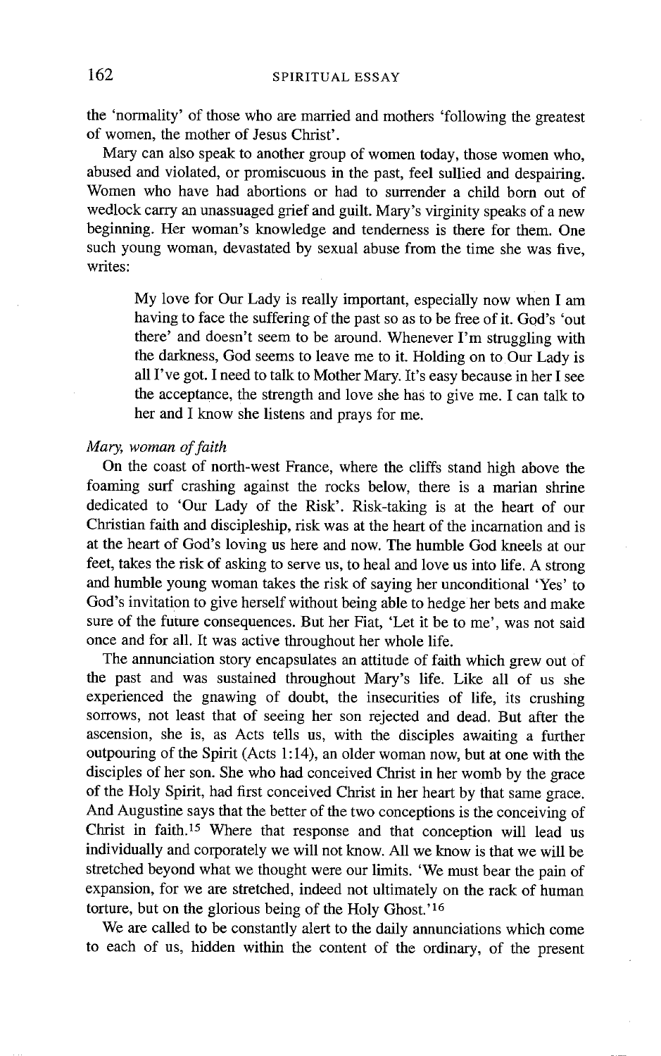the 'normality' of those who are married and mothers 'following the greatest of women, the mother of Jesus Christ'.

Mary can also speak to another group of women today, those women who, abused and violated, or promiscuous in the past, feel sullied and despairing. Women who have had abortions or had to surrender a child born out of wedlock carry an unassuaged grief and guilt. Mary's virginity speaks of a new beginning. Her woman's knowledge and tenderness is there for them. One such young woman, devastated by sexual abuse from the time she was five, writes:

> My love for Our Lady is really important, especially now when I am having to face the suffering of the past so as to be free of it. God's 'out there' and doesn't seem to be around. Whenever I'm struggling with the darkness, God seems to leave me to it. Holding on to Our Lady is all I've got. I need to talk to Mother Mary. It's easy because in her I see the acceptance, the strength and love she has to give me. I can talk to her and I know she listens and prays for me.

*Mary, woman of faith*

On the coast of north-west France, where the cliffs stand high above the foaming surf crashing against the rocks below, there is a marian shrine dedicated to 'Our Lady of the Risk'. Risk-taking is at the heart of our Christian faith and discipleship, risk was at the heart of the incarnation and is at the heart of God's loving us here and now. The humble God kneels at our feet, takes the risk of asking to serve us, to heal and love us into life. A strong and humble young woman takes the risk of saying her unconditional 'Yes' to God's invitation to give herself without being able to hedge her bets and make sure of the future consequences. But her Fiat, 'Let it be to me', was not said once and for all. It was active throughout her whole life.

The annunciation story encapsulates an attitude of faith which grew out of the past and was sustained throughout Mary's life. Like all of us she experienced the gnawing of doubt, the insecurities of life, its crushing sorrows, not least that of seeing her son rejected and dead. But after the ascension, she is, as Acts tells us, with the disciples awaiting a further outpouring of the Spirit (Acts 1:14), an older woman now, but at one with the disciples of her son. She who had conceived Christ in her womb by the grace of the Holy Spirit, had first conceived Christ in her heart by that same grace. And Augustine says that the better of the two conceptions is the conceiving of Christ in faith.[15] Where that response and that conception will lead us individually and corporately we will not know. All we know is that we will be stretched beyond what we thought were our limits. 'We must bear the pain of expansion, for we are stretched, indeed not ultimately on the rack of human torture, but on the glorious being of the Holy Ghost.'[16]

We are called to be constantly alert to the daily annunciations which come to each of us, hidden within the content of the ordinary, of the present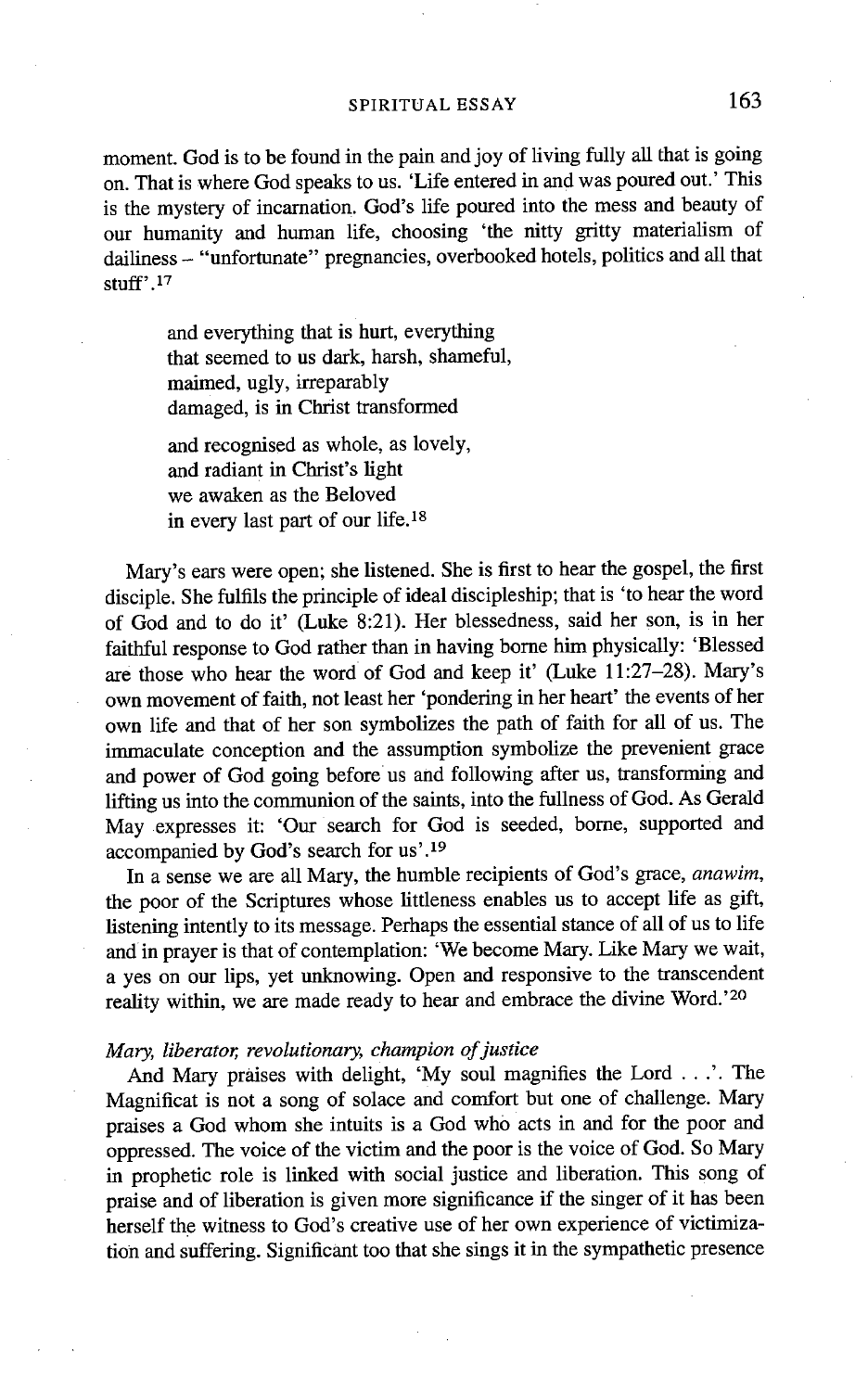moment. God is to be found in the pain and joy of living fully all that is going on. That is where God speaks to us. 'Life entered in and was poured out.' This is the mystery of incarnation. God's life poured into the mess and beauty of our humanity and human life, choosing 'the nitty gritty materialism of dailiness – "unfortunate" pregnancies, overbooked hotels, politics and all that stuff'.[17]

> and everything that is hurt, everything
> that seemed to us dark, harsh, shameful,
> maimed, ugly, irreparably
> damaged, is in Christ transformed
>
> and recognised as whole, as lovely,
> and radiant in Christ's light
> we awaken as the Beloved
> in every last part of our life.[18]

Mary's ears were open; she listened. She is first to hear the gospel, the first disciple. She fulfils the principle of ideal discipleship; that is 'to hear the word of God and to do it' (Luke 8:21). Her blessedness, said her son, is in her faithful response to God rather than in having borne him physically: 'Blessed are those who hear the word of God and keep it' (Luke 11:27–28). Mary's own movement of faith, not least her 'pondering in her heart' the events of her own life and that of her son symbolizes the path of faith for all of us. The immaculate conception and the assumption symbolize the prevenient grace and power of God going before us and following after us, transforming and lifting us into the communion of the saints, into the fullness of God. As Gerald May expresses it: 'Our search for God is seeded, borne, supported and accompanied by God's search for us'.[19]

In a sense we are all Mary, the humble recipients of God's grace, *anawim*, the poor of the Scriptures whose littleness enables us to accept life as gift, listening intently to its message. Perhaps the essential stance of all of us to life and in prayer is that of contemplation: 'We become Mary. Like Mary we wait, a yes on our lips, yet unknowing. Open and responsive to the transcendent reality within, we are made ready to hear and embrace the divine Word.'[20]

*Mary, liberator, revolutionary, champion of justice*

And Mary praises with delight, 'My soul magnifies the Lord . . .'. The Magnificat is not a song of solace and comfort but one of challenge. Mary praises a God whom she intuits is a God who acts in and for the poor and oppressed. The voice of the victim and the poor is the voice of God. So Mary in prophetic role is linked with social justice and liberation. This song of praise and of liberation is given more significance if the singer of it has been herself the witness to God's creative use of her own experience of victimization and suffering. Significant too that she sings it in the sympathetic presence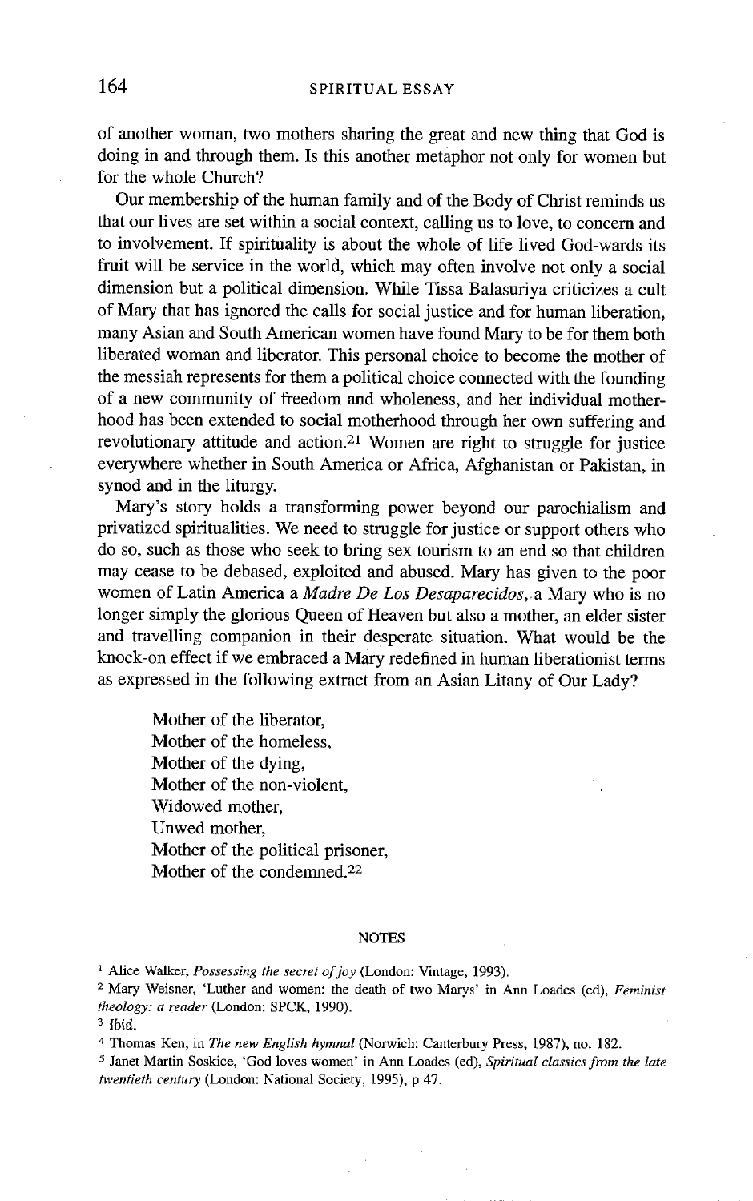of another woman, two mothers sharing the great and new thing that God is doing in and through them. Is this another metaphor not only for women but for the whole Church?

Our membership of the human family and of the Body of Christ reminds us that our lives are set within a social context, calling us to love, to concern and to involvement. If spirituality is about the whole of life lived God-wards its fruit will be service in the world, which may often involve not only a social dimension but a political dimension. While Tissa Balasuriya criticizes a cult of Mary that has ignored the calls for social justice and for human liberation, many Asian and South American women have found Mary to be for them both liberated woman and liberator. This personal choice to become the mother of the messiah represents for them a political choice connected with the founding of a new community of freedom and wholeness, and her individual motherhood has been extended to social motherhood through her own suffering and revolutionary attitude and action.[21] Women are right to struggle for justice everywhere whether in South America or Africa, Afghanistan or Pakistan, in synod and in the liturgy.

Mary's story holds a transforming power beyond our parochialism and privatized spiritualities. We need to struggle for justice or support others who do so, such as those who seek to bring sex tourism to an end so that children may cease to be debased, exploited and abused. Mary has given to the poor women of Latin America a *Madre De Los Desaparecidos*, a Mary who is no longer simply the glorious Queen of Heaven but also a mother, an elder sister and travelling companion in their desperate situation. What would be the knock-on effect if we embraced a Mary redefined in human liberationist terms as expressed in the following extract from an Asian Litany of Our Lady?

> Mother of the liberator,
> Mother of the homeless,
> Mother of the dying,
> Mother of the non-violent,
> Widowed mother,
> Unwed mother,
> Mother of the political prisoner,
> Mother of the condemned.[22]

## NOTES

[1] Alice Walker, *Possessing the secret of joy* (London: Vintage, 1993).

[2] Mary Weisner, 'Luther and women: the death of two Marys' in Ann Loades (ed), *Feminist theology: a reader* (London: SPCK, 1990).

[3] Ibid.

[4] Thomas Ken, in *The new English hymnal* (Norwich: Canterbury Press, 1987), no. 182.

[5] Janet Martin Soskice, 'God loves women' in Ann Loades (ed), *Spiritual classics from the late twentieth century* (London: National Society, 1995), p 47.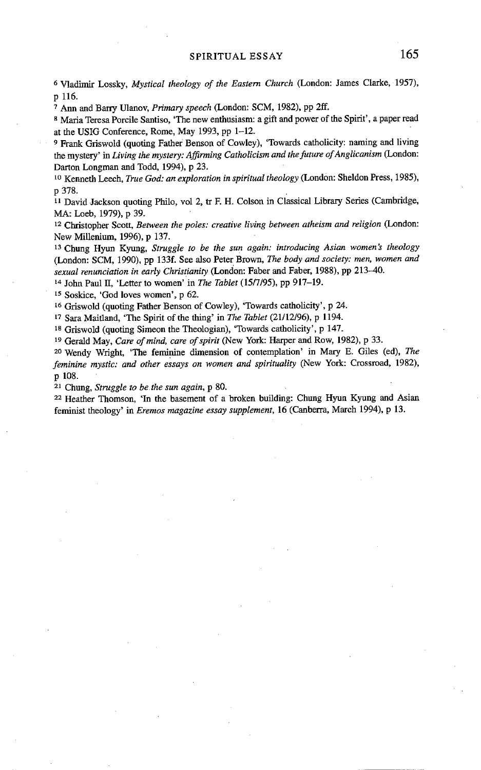[6] Vladimir Lossky, *Mystical theology of the Eastern Church* (London: James Clarke, 1957), p 116.

[7] Ann and Barry Ulanov, *Primary speech* (London: SCM, 1982), pp 2ff.

[8] Maria Teresa Porcile Santiso, 'The new enthusiasm: a gift and power of the Spirit', a paper read at the USIG Conference, Rome, May 1993, pp 1–12.

[9] Frank Griswold (quoting Father Benson of Cowley), 'Towards catholicity: naming and living the mystery' in *Living the mystery: Affirming Catholicism and the future of Anglicanism* (London: Darton Longman and Todd, 1994), p 23.

[10] Kenneth Leech, *True God: an exploration in spiritual theology* (London: Sheldon Press, 1985), p 378.

[11] David Jackson quoting Philo, vol 2, tr F. H. Colson in Classical Library Series (Cambridge, MA: Loeb, 1979), p 39.

[12] Christopher Scott, *Between the poles: creative living between atheism and religion* (London: New Millenium, 1996), p 137.

[13] Chung Hyun Kyung, *Struggle to be the sun again: introducing Asian women's theology* (London: SCM, 1990), pp 133f. See also Peter Brown, *The body and society: men, women and sexual renunciation in early Christianity* (London: Faber and Faber, 1988), pp 213–40.

[14] John Paul II, 'Letter to women' in *The Tablet* (15/7/95), pp 917–19.

[15] Soskice, 'God loves women', p 62.

[16] Griswold (quoting Father Benson of Cowley), 'Towards catholicity', p 24.

[17] Sara Maitland, 'The Spirit of the thing' in *The Tablet* (21/12/96), p 1194.

[18] Griswold (quoting Simeon the Theologian), 'Towards catholicity', p 147.

[19] Gerald May, *Care of mind, care of spirit* (New York: Harper and Row, 1982), p 33.

[20] Wendy Wright, 'The feminine dimension of contemplation' in Mary E. Giles (ed), *The feminine mystic: and other essays on women and spirituality* (New York: Crossroad, 1982), p 108.

[21] Chung, *Struggle to be the sun again*, p 80.

[22] Heather Thomson, 'In the basement of a broken building: Chung Hyun Kyung and Asian feminist theology' in *Eremos magazine essay supplement*, 16 (Canberra, March 1994), p 13.